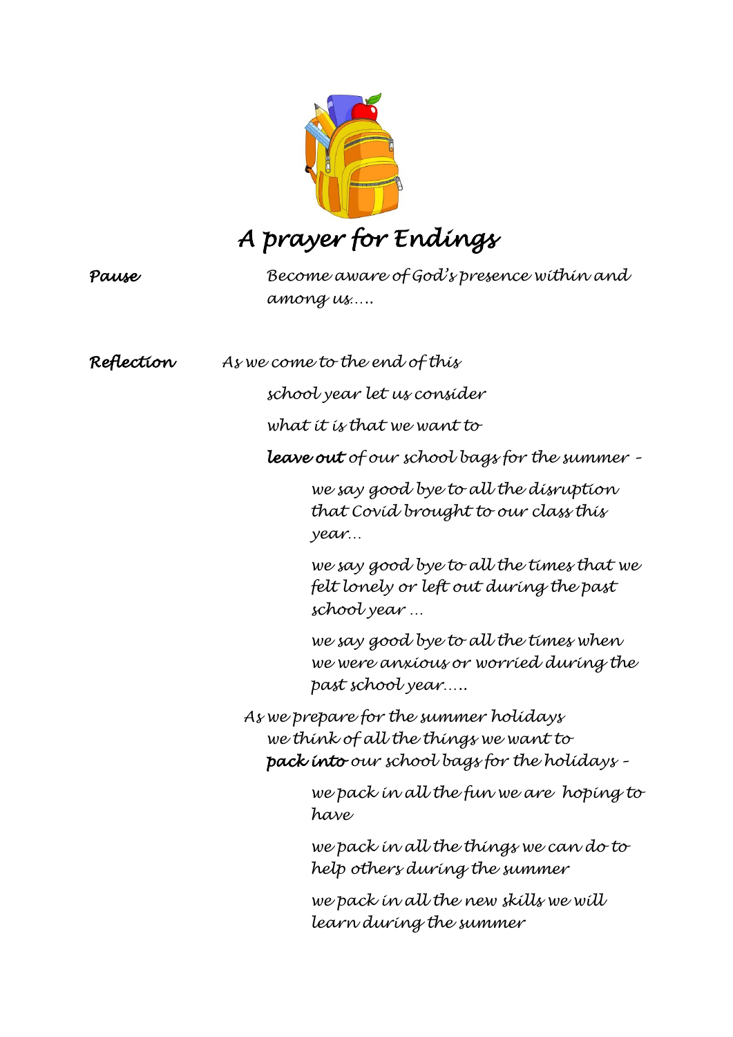# *A prayer for Endings*

***Pause*** *Become aware of God's presence within and among us…..*

***Reflection*** *As we come to the end of this school year let us consider what it is that we want to **leave out** of our school bags for the summer –*

*we say good bye to all the disruption that Covid brought to our class this year…*

*we say good bye to all the times that we felt lonely or left out during the past school year …*

*we say good bye to all the times when we were anxious or worried during the past school year…..*

*As we prepare for the summer holidays we think of all the things we want to **pack into** our school bags for the holidays –*

*we pack in all the fun we are hoping to have*

*we pack in all the things we can do to help others during the summer*

*we pack in all the new skills we will learn during the summer*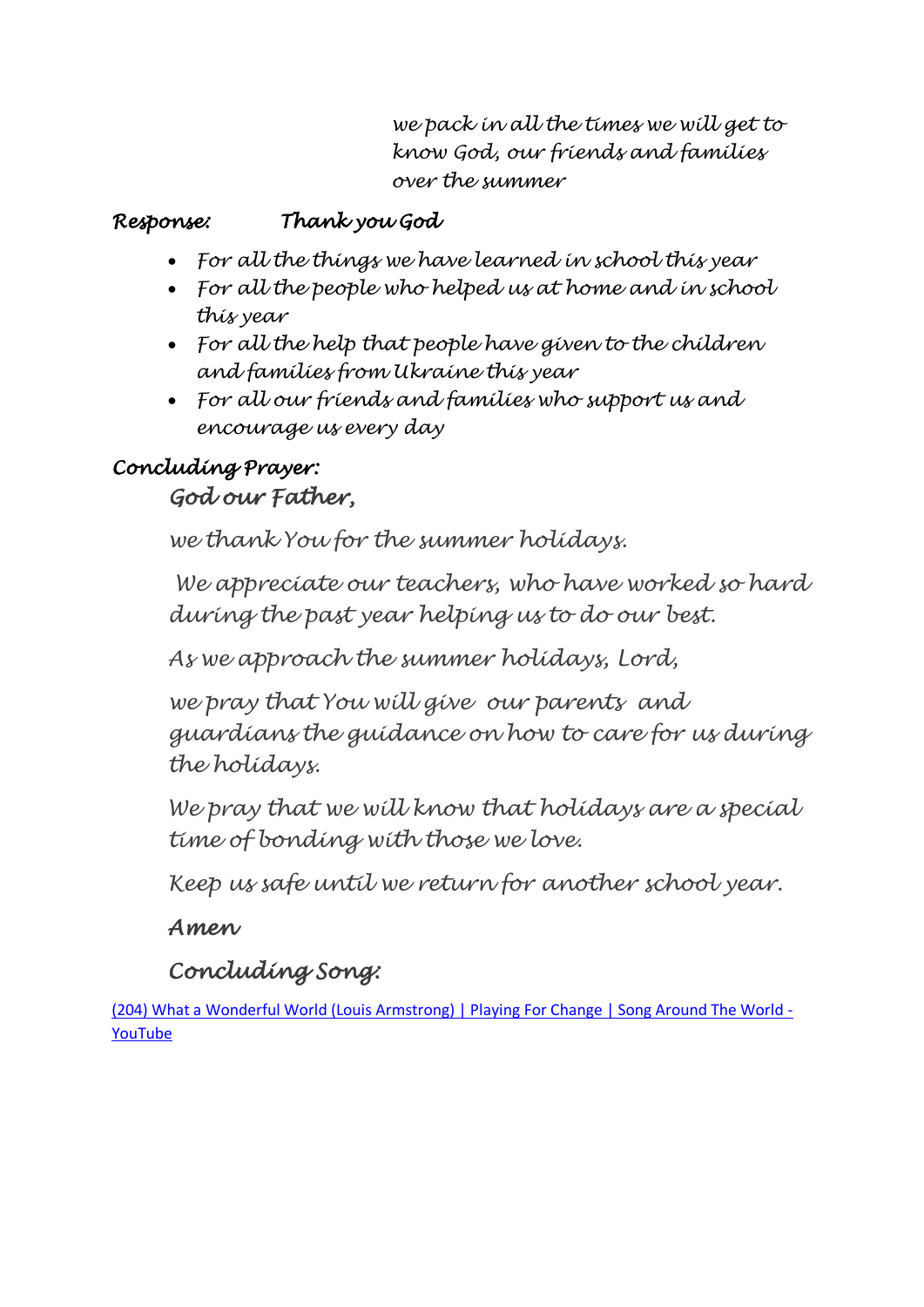*we pack in all the times we will get to know God, our friends and families over the summer*

***Response:*** *Thank you God*

- *For all the things we have learned in school this year*
- *For all the people who helped us at home and in school this year*
- *For all the help that people have given to the children and families from Ukraine this year*
- *For all our friends and families who support us and encourage us every day*

***Concluding Prayer:***

*God our Father,*

*we thank You for the summer holidays.*

*We appreciate our teachers, who have worked so hard during the past year helping us to do our best.*

*As we approach the summer holidays, Lord,*

*we pray that You will give our parents and guardians the guidance on how to care for us during the holidays.*

*We pray that we will know that holidays are a special time of bonding with those we love.*

*Keep us safe until we return for another school year.*

***Amen***

***Concluding Song:***

[(204) What a Wonderful World (Louis Armstrong) | Playing For Change | Song Around The World - YouTube]